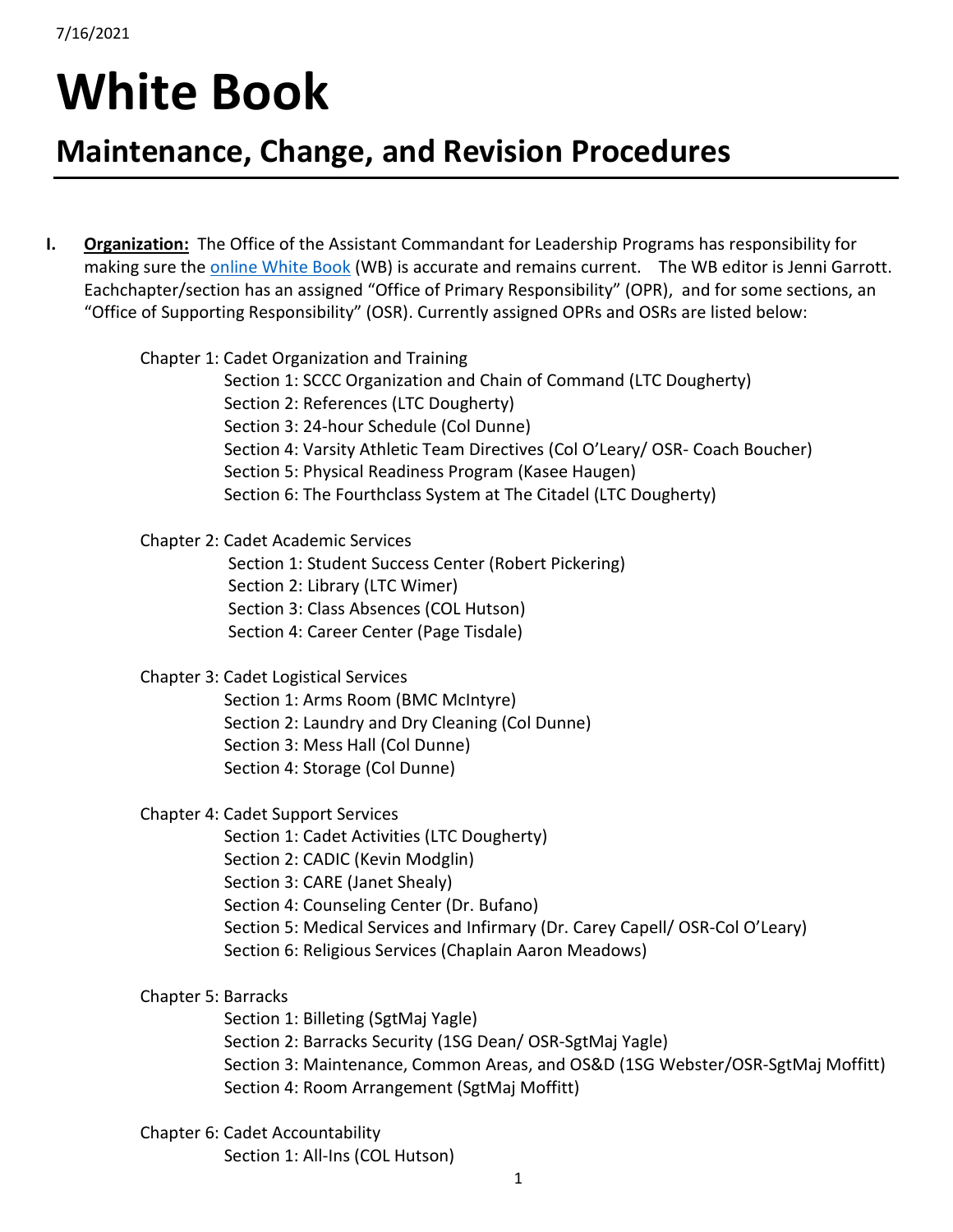7/16/2021

# White Book

## Maintenance, Change, and Revision Procedures

**I. <u>Organization:</u>** The Office of the Assistant Commandant for Leadership Programs has responsibility for making sure the [online White Book](#) (WB) is accurate and remains current. The WB editor is Jenni Garrott. Eachchapter/section has an assigned "Office of Primary Responsibility" (OPR), and for some sections, an "Office of Supporting Responsibility" (OSR). Currently assigned OPRs and OSRs are listed below:

Chapter 1: Cadet Organization and Training
- Section 1: SCCC Organization and Chain of Command (LTC Dougherty)
- Section 2: References (LTC Dougherty)
- Section 3: 24-hour Schedule (Col Dunne)
- Section 4: Varsity Athletic Team Directives (Col O'Leary/ OSR- Coach Boucher)
- Section 5: Physical Readiness Program (Kasee Haugen)
- Section 6: The Fourthclass System at The Citadel (LTC Dougherty)

Chapter 2: Cadet Academic Services
- Section 1: Student Success Center (Robert Pickering)
- Section 2: Library (LTC Wimer)
- Section 3: Class Absences (COL Hutson)
- Section 4: Career Center (Page Tisdale)

Chapter 3: Cadet Logistical Services
- Section 1: Arms Room (BMC McIntyre)
- Section 2: Laundry and Dry Cleaning (Col Dunne)
- Section 3: Mess Hall (Col Dunne)
- Section 4: Storage (Col Dunne)

Chapter 4: Cadet Support Services
- Section 1: Cadet Activities (LTC Dougherty)
- Section 2: CADIC (Kevin Modglin)
- Section 3: CARE (Janet Shealy)
- Section 4: Counseling Center (Dr. Bufano)
- Section 5: Medical Services and Infirmary (Dr. Carey Capell/ OSR-Col O'Leary)
- Section 6: Religious Services (Chaplain Aaron Meadows)

Chapter 5: Barracks
- Section 1: Billeting (SgtMaj Yagle)
- Section 2: Barracks Security (1SG Dean/ OSR-SgtMaj Yagle)
- Section 3: Maintenance, Common Areas, and OS&D (1SG Webster/OSR-SgtMaj Moffitt)
- Section 4: Room Arrangement (SgtMaj Moffitt)

Chapter 6: Cadet Accountability
- Section 1: All-Ins (COL Hutson)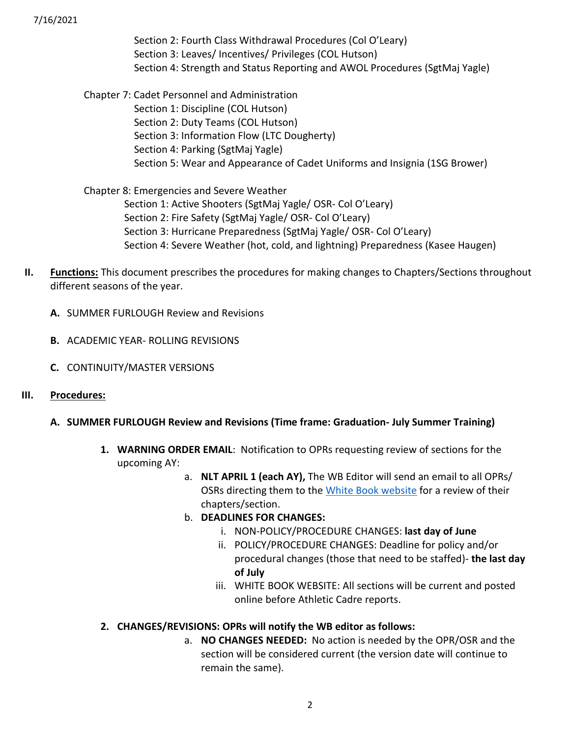Section 2: Fourth Class Withdrawal Procedures (Col O'Leary)
Section 3: Leaves/ Incentives/ Privileges (COL Hutson)
Section 4: Strength and Status Reporting and AWOL Procedures (SgtMaj Yagle)

Chapter 7: Cadet Personnel and Administration
Section 1: Discipline (COL Hutson)
Section 2: Duty Teams (COL Hutson)
Section 3: Information Flow (LTC Dougherty)
Section 4: Parking (SgtMaj Yagle)
Section 5: Wear and Appearance of Cadet Uniforms and Insignia (1SG Brower)

Chapter 8: Emergencies and Severe Weather
Section 1: Active Shooters (SgtMaj Yagle/ OSR- Col O'Leary)
Section 2: Fire Safety (SgtMaj Yagle/ OSR- Col O'Leary)
Section 3: Hurricane Preparedness (SgtMaj Yagle/ OSR- Col O'Leary)
Section 4: Severe Weather (hot, cold, and lightning) Preparedness (Kasee Haugen)

**II. Functions:** This document prescribes the procedures for making changes to Chapters/Sections throughout different seasons of the year.

**A.** SUMMER FURLOUGH Review and Revisions

**B.** ACADEMIC YEAR- ROLLING REVISIONS

**C.** CONTINUITY/MASTER VERSIONS

**III. Procedures:**

**A. SUMMER FURLOUGH Review and Revisions (Time frame: Graduation- July Summer Training)**

1. **WARNING ORDER EMAIL**: Notification to OPRs requesting review of sections for the upcoming AY:
   a. **NLT APRIL 1 (each AY),** The WB Editor will send an email to all OPRs/ OSRs directing them to the White Book website for a review of their chapters/section.
   b. **DEADLINES FOR CHANGES:**
      i. NON-POLICY/PROCEDURE CHANGES: **last day of June**
      ii. POLICY/PROCEDURE CHANGES: Deadline for policy and/or procedural changes (those that need to be staffed)- **the last day of July**
      iii. WHITE BOOK WEBSITE: All sections will be current and posted online before Athletic Cadre reports.

2. **CHANGES/REVISIONS: OPRs will notify the WB editor as follows:**
   a. **NO CHANGES NEEDED:** No action is needed by the OPR/OSR and the section will be considered current (the version date will continue to remain the same).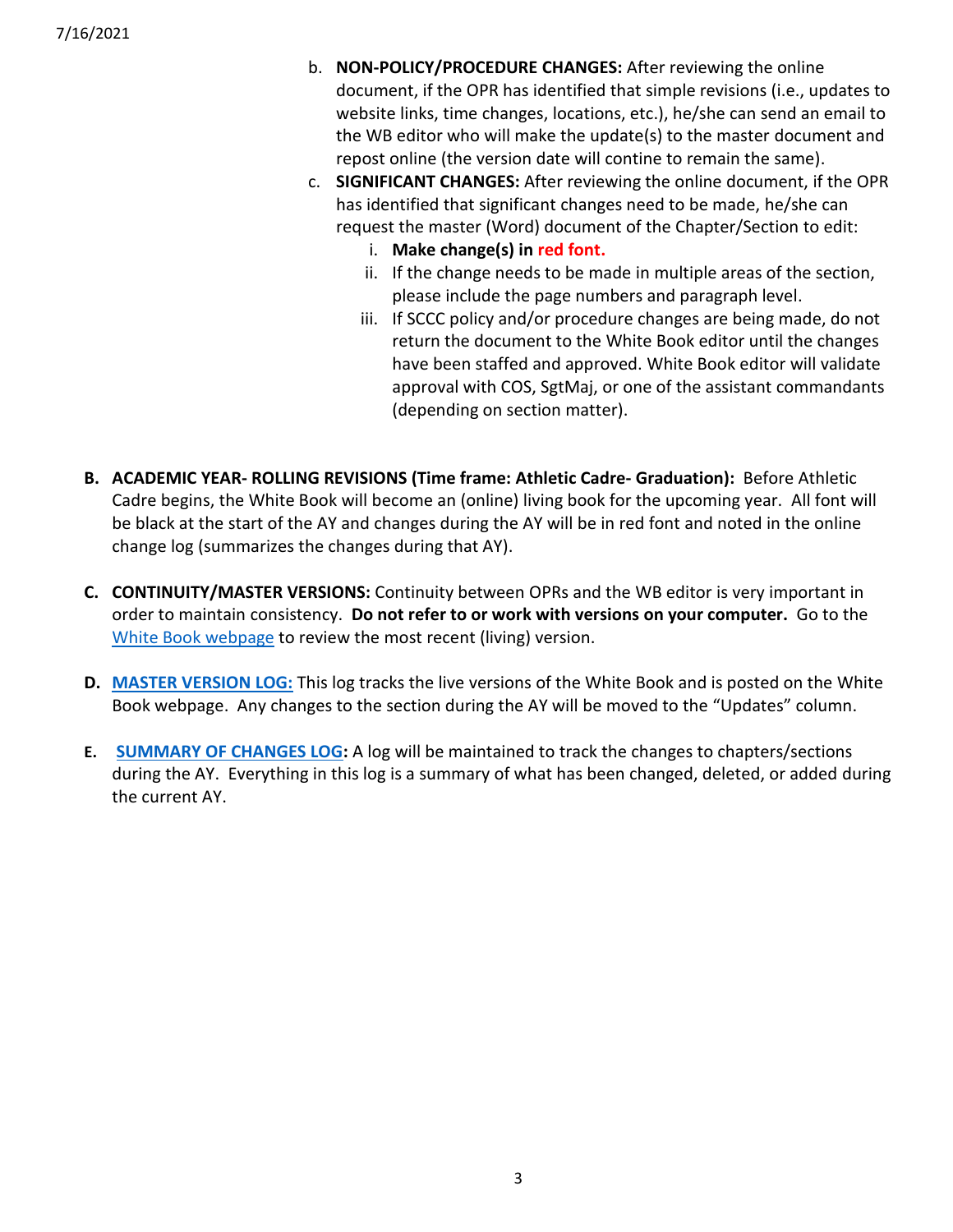b. **NON-POLICY/PROCEDURE CHANGES:** After reviewing the online document, if the OPR has identified that simple revisions (i.e., updates to website links, time changes, locations, etc.), he/she can send an email to the WB editor who will make the update(s) to the master document and repost online (the version date will contine to remain the same).

c. **SIGNIFICANT CHANGES:** After reviewing the online document, if the OPR has identified that significant changes need to be made, he/she can request the master (Word) document of the Chapter/Section to edit:

   i. **Make change(s) in red font.**

   ii. If the change needs to be made in multiple areas of the section, please include the page numbers and paragraph level.

   iii. If SCCC policy and/or procedure changes are being made, do not return the document to the White Book editor until the changes have been staffed and approved. White Book editor will validate approval with COS, SgtMaj, or one of the assistant commandants (depending on section matter).

**B. ACADEMIC YEAR- ROLLING REVISIONS (Time frame: Athletic Cadre- Graduation):** Before Athletic Cadre begins, the White Book will become an (online) living book for the upcoming year. All font will be black at the start of the AY and changes during the AY will be in red font and noted in the online change log (summarizes the changes during that AY).

**C. CONTINUITY/MASTER VERSIONS:** Continuity between OPRs and the WB editor is very important in order to maintain consistency. **Do not refer to or work with versions on your computer.** Go to the White Book webpage to review the most recent (living) version.

**D. MASTER VERSION LOG:** This log tracks the live versions of the White Book and is posted on the White Book webpage. Any changes to the section during the AY will be moved to the "Updates" column.

**E. SUMMARY OF CHANGES LOG:** A log will be maintained to track the changes to chapters/sections during the AY. Everything in this log is a summary of what has been changed, deleted, or added during the current AY.